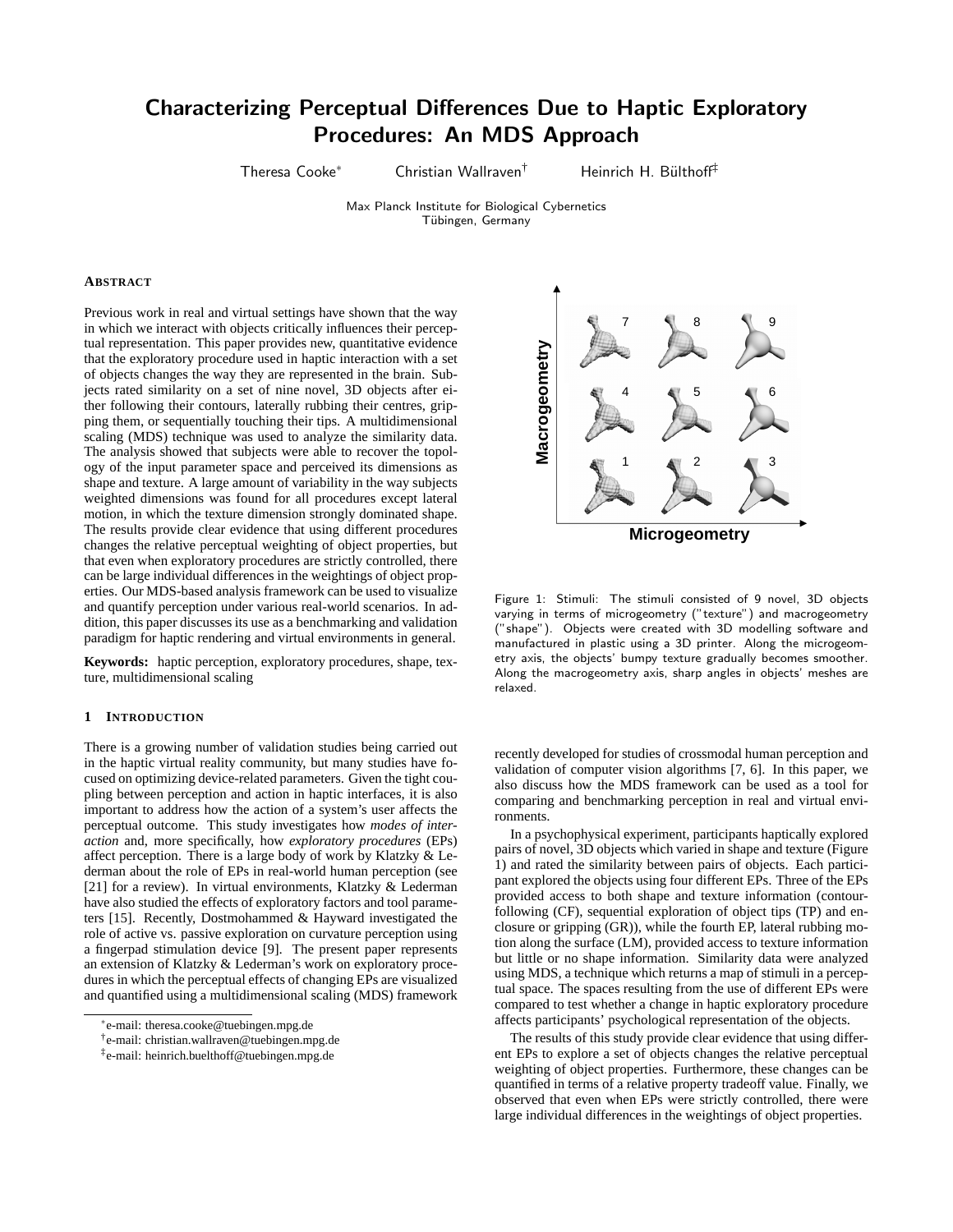# Characterizing Perceptual Differences Due to Haptic Exploratory Procedures: An MDS Approach

Theresa Cooke* Christian Wallraven† Heinrich H. Bülthoff‡

Max Planck Institute for Biological Cybernetics
Tübingen, Germany

## Abstract

Previous work in real and virtual settings have shown that the way in which we interact with objects critically influences their perceptual representation. This paper provides new, quantitative evidence that the exploratory procedure used in haptic interaction with a set of objects changes the way they are represented in the brain. Subjects rated similarity on a set of nine novel, 3D objects after either following their contours, laterally rubbing their centres, gripping them, or sequentially touching their tips. A multidimensional scaling (MDS) technique was used to analyze the similarity data. The analysis showed that subjects were able to recover the topology of the input parameter space and perceived its dimensions as shape and texture. A large amount of variability in the way subjects weighted dimensions was found for all procedures except lateral motion, in which the texture dimension strongly dominated shape. The results provide clear evidence that using different procedures changes the relative perceptual weighting of object properties, but that even when exploratory procedures are strictly controlled, there can be large individual differences in the weightings of object properties. Our MDS-based analysis framework can be used to visualize and quantify perception under various real-world scenarios. In addition, this paper discusses its use as a benchmarking and validation paradigm for haptic rendering and virtual environments in general.

**Keywords:** haptic perception, exploratory procedures, shape, texture, multidimensional scaling

## 1 Introduction

There is a growing number of validation studies being carried out in the haptic virtual reality community, but many studies have focused on optimizing device-related parameters. Given the tight coupling between perception and action in haptic interfaces, it is also important to address how the action of a system's user affects the perceptual outcome. This study investigates how *modes of interaction* and, more specifically, how *exploratory procedures* (EPs) affect perception. There is a large body of work by Klatzky & Lederman about the role of EPs in real-world human perception (see [21] for a review). In virtual environments, Klatzky & Lederman have also studied the effects of exploratory factors and tool parameters [15]. Recently, Dostmohammed & Hayward investigated the role of active vs. passive exploration on curvature perception using a fingerpad stimulation device [9]. The present paper represents an extension of Klatzky & Lederman's work on exploratory procedures in which the perceptual effects of changing EPs are visualized and quantified using a multidimensional scaling (MDS) framework recently developed for studies of crossmodal human perception and validation of computer vision algorithms [7, 6]. In this paper, we also discuss how the MDS framework can be used as a tool for comparing and benchmarking perception in real and virtual environments.

Figure 1: Stimuli: The stimuli consisted of 9 novel, 3D objects varying in terms of microgeometry ("texture") and macrogeometry ("shape"). Objects were created with 3D modelling software and manufactured in plastic using a 3D printer. Along the microgeometry axis, the objects' bumpy texture gradually becomes smoother. Along the macrogeometry axis, sharp angles in objects' meshes are relaxed.

In a psychophysical experiment, participants haptically explored pairs of novel, 3D objects which varied in shape and texture (Figure 1) and rated the similarity between pairs of objects. Each participant explored the objects using four different EPs. Three of the EPs provided access to both shape and texture information (contour-following (CF), sequential exploration of object tips (TP) and enclosure or gripping (GR)), while the fourth EP, lateral rubbing motion along the surface (LM), provided access to texture information but little or no shape information. Similarity data were analyzed using MDS, a technique which returns a map of stimuli in a perceptual space. The spaces resulting from the use of different EPs were compared to test whether a change in haptic exploratory procedure affects participants' psychological representation of the objects.

The results of this study provide clear evidence that using different EPs to explore a set of objects changes the relative perceptual weighting of object properties. Furthermore, these changes can be quantified in terms of a relative property tradeoff value. Finally, we observed that even when EPs were strictly controlled, there were large individual differences in the weightings of object properties.

*e-mail: theresa.cooke@tuebingen.mpg.de
†e-mail: christian.wallraven@tuebingen.mpg.de
‡e-mail: heinrich.buelthoff@tuebingen.mpg.de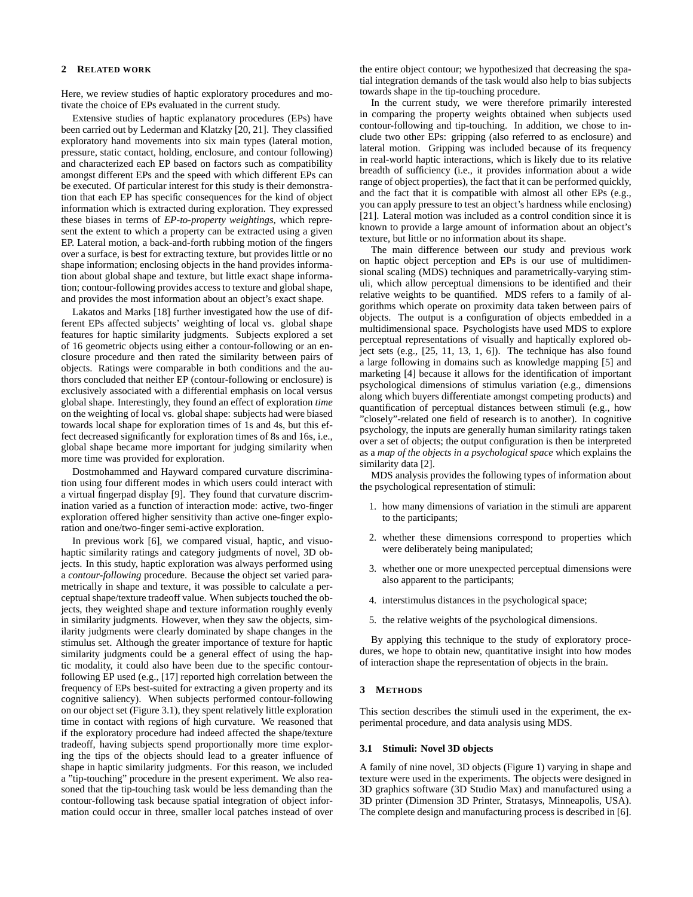## 2 Related work

Here, we review studies of haptic exploratory procedures and motivate the choice of EPs evaluated in the current study.

Extensive studies of haptic explanatory procedures (EPs) have been carried out by Lederman and Klatzky [20, 21]. They classified exploratory hand movements into six main types (lateral motion, pressure, static contact, holding, enclosure, and contour following) and characterized each EP based on factors such as compatibility amongst different EPs and the speed with which different EPs can be executed. Of particular interest for this study is their demonstration that each EP has specific consequences for the kind of object information which is extracted during exploration. They expressed these biases in terms of *EP-to-property weightings*, which represent the extent to which a property can be extracted using a given EP. Lateral motion, a back-and-forth rubbing motion of the fingers over a surface, is best for extracting texture, but provides little or no shape information; enclosing objects in the hand provides information about global shape and texture, but little exact shape information; contour-following provides access to texture and global shape, and provides the most information about an object's exact shape.

Lakatos and Marks [18] further investigated how the use of different EPs affected subjects' weighting of local vs. global shape features for haptic similarity judgments. Subjects explored a set of 16 geometric objects using either a contour-following or an enclosure procedure and then rated the similarity between pairs of objects. Ratings were comparable in both conditions and the authors concluded that neither EP (contour-following or enclosure) is exclusively associated with a differential emphasis on local versus global shape. Interestingly, they found an effect of exploration *time* on the weighting of local vs. global shape: subjects had were biased towards local shape for exploration times of 1s and 4s, but this effect decreased significantly for exploration times of 8s and 16s, i.e., global shape became more important for judging similarity when more time was provided for exploration.

Dostmohammed and Hayward compared curvature discrimination using four different modes in which users could interact with a virtual fingerpad display [9]. They found that curvature discrimination varied as a function of interaction mode: active, two-finger exploration offered higher sensitivity than active one-finger exploration and one/two-finger semi-active exploration.

In previous work [6], we compared visual, haptic, and visuo-haptic similarity ratings and category judgments of novel, 3D objects. In this study, haptic exploration was always performed using a *contour-following* procedure. Because the object set varied parametrically in shape and texture, it was possible to calculate a perceptual shape/texture tradeoff value. When subjects touched the objects, they weighted shape and texture information roughly evenly in similarity judgments. However, when they saw the objects, similarity judgments were clearly dominated by shape changes in the stimulus set. Although the greater importance of texture for haptic similarity judgments could be a general effect of using the haptic modality, it could also have been due to the specific contour-following EP used (e.g., [17] reported high correlation between the frequency of EPs best-suited for extracting a given property and its cognitive saliency). When subjects performed contour-following on our object set (Figure 3.1), they spent relatively little exploration time in contact with regions of high curvature. We reasoned that if the exploratory procedure had indeed affected the shape/texture tradeoff, having subjects spend proportionally more time exploring the tips of the objects should lead to a greater influence of shape in haptic similarity judgments. For this reason, we included a "tip-touching" procedure in the present experiment. We also reasoned that the tip-touching task would be less demanding than the contour-following task because spatial integration of object information could occur in three, smaller local patches instead of over the entire object contour; we hypothesized that decreasing the spatial integration demands of the task would also help to bias subjects towards shape in the tip-touching procedure.

In the current study, we were therefore primarily interested in comparing the property weights obtained when subjects used contour-following and tip-touching. In addition, we chose to include two other EPs: gripping (also referred to as enclosure) and lateral motion. Gripping was included because of its frequency in real-world haptic interactions, which is likely due to its relative breadth of sufficiency (i.e., it provides information about a wide range of object properties), the fact that it can be performed quickly, and the fact that it is compatible with almost all other EPs (e.g., you can apply pressure to test an object's hardness while enclosing) [21]. Lateral motion was included as a control condition since it is known to provide a large amount of information about an object's texture, but little or no information about its shape.

The main difference between our study and previous work on haptic object perception and EPs is our use of multidimensional scaling (MDS) techniques and parametrically-varying stimuli, which allow perceptual dimensions to be identified and their relative weights to be quantified. MDS refers to a family of algorithms which operate on proximity data taken between pairs of objects. The output is a configuration of objects embedded in a multidimensional space. Psychologists have used MDS to explore perceptual representations of visually and haptically explored object sets (e.g., [25, 11, 13, 1, 6]). The technique has also found a large following in domains such as knowledge mapping [5] and marketing [4] because it allows for the identification of important psychological dimensions of stimulus variation (e.g., dimensions along which buyers differentiate amongst competing products) and quantification of perceptual distances between stimuli (e.g., how "closely"-related one field of research is to another). In cognitive psychology, the inputs are generally human similarity ratings taken over a set of objects; the output configuration is then be interpreted as a *map of the objects in a psychological space* which explains the similarity data [2].

MDS analysis provides the following types of information about the psychological representation of stimuli:

1. how many dimensions of variation in the stimuli are apparent to the participants;
2. whether these dimensions correspond to properties which were deliberately being manipulated;
3. whether one or more unexpected perceptual dimensions were also apparent to the participants;
4. interstimulus distances in the psychological space;
5. the relative weights of the psychological dimensions.

By applying this technique to the study of exploratory procedures, we hope to obtain new, quantitative insight into how modes of interaction shape the representation of objects in the brain.

## 3 Methods

This section describes the stimuli used in the experiment, the experimental procedure, and data analysis using MDS.

### 3.1 Stimuli: Novel 3D objects

A family of nine novel, 3D objects (Figure 1) varying in shape and texture were used in the experiments. The objects were designed in 3D graphics software (3D Studio Max) and manufactured using a 3D printer (Dimension 3D Printer, Stratasys, Minneapolis, USA). The complete design and manufacturing process is described in [6].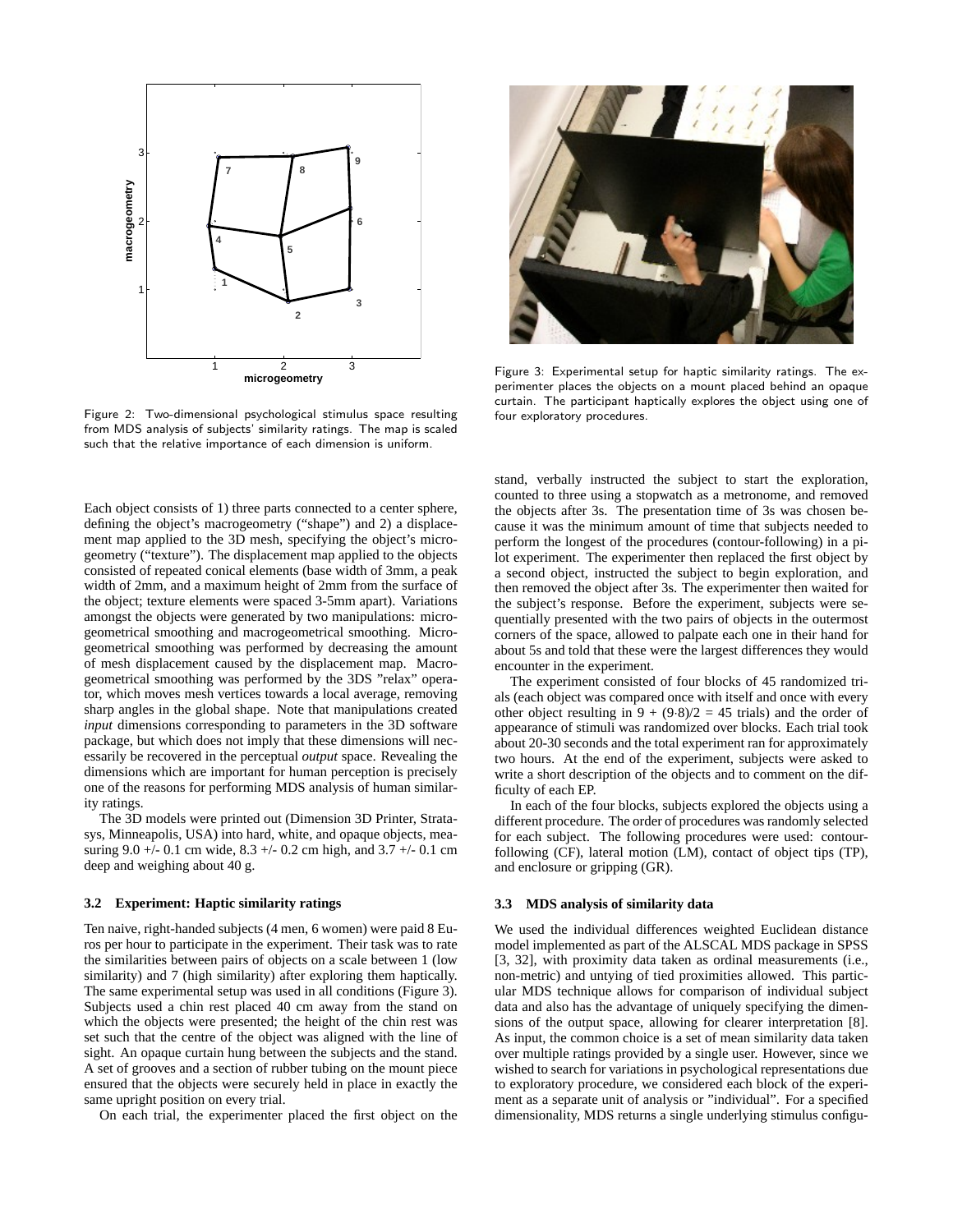Figure 2: Two-dimensional psychological stimulus space resulting from MDS analysis of subjects' similarity ratings. The map is scaled such that the relative importance of each dimension is uniform.

Figure 3: Experimental setup for haptic similarity ratings. The experimenter places the objects on a mount placed behind an opaque curtain. The participant haptically explores the object using one of four exploratory procedures.

Each object consists of 1) three parts connected to a center sphere, defining the object's macrogeometry ("shape") and 2) a displacement map applied to the 3D mesh, specifying the object's microgeometry ("texture"). The displacement map applied to the objects consisted of repeated conical elements (base width of 3mm, a peak width of 2mm, and a maximum height of 2mm from the surface of the object; texture elements were spaced 3-5mm apart). Variations amongst the objects were generated by two manipulations: microgeometrical smoothing and macrogeometrical smoothing. Microgeometrical smoothing was performed by decreasing the amount of mesh displacement caused by the displacement map. Macrogeometrical smoothing was performed by the 3DS "relax" operator, which moves mesh vertices towards a local average, removing sharp angles in the global shape. Note that manipulations created *input* dimensions corresponding to parameters in the 3D software package, but which does not imply that these dimensions will necessarily be recovered in the perceptual *output* space. Revealing the dimensions which are important for human perception is precisely one of the reasons for performing MDS analysis of human similarity ratings.

The 3D models were printed out (Dimension 3D Printer, Stratasys, Minneapolis, USA) into hard, white, and opaque objects, measuring 9.0 +/- 0.1 cm wide, 8.3 +/- 0.2 cm high, and 3.7 +/- 0.1 cm deep and weighing about 40 g.

### 3.2 Experiment: Haptic similarity ratings

Ten naive, right-handed subjects (4 men, 6 women) were paid 8 Euros per hour to participate in the experiment. Their task was to rate the similarities between pairs of objects on a scale between 1 (low similarity) and 7 (high similarity) after exploring them haptically. The same experimental setup was used in all conditions (Figure 3). Subjects used a chin rest placed 40 cm away from the stand on which the objects were presented; the height of the chin rest was set such that the centre of the object was aligned with the line of sight. An opaque curtain hung between the subjects and the stand. A set of grooves and a section of rubber tubing on the mount piece ensured that the objects were securely held in place in exactly the same upright position on every trial.

On each trial, the experimenter placed the first object on the stand, verbally instructed the subject to start the exploration, counted to three using a stopwatch as a metronome, and removed the objects after 3s. The presentation time of 3s was chosen because it was the minimum amount of time that subjects needed to perform the longest of the procedures (contour-following) in a pilot experiment. The experimenter then replaced the first object by a second object, instructed the subject to begin exploration, and then removed the object after 3s. The experimenter then waited for the subject's response. Before the experiment, subjects were sequentially presented with the two pairs of objects in the outermost corners of the space, allowed to palpate each one in their hand for about 5s and told that these were the largest differences they would encounter in the experiment.

The experiment consisted of four blocks of 45 randomized trials (each object was compared once with itself and once with every other object resulting in $9 + (9{\cdot}8)/2 = 45$ trials) and the order of appearance of stimuli was randomized over blocks. Each trial took about 20-30 seconds and the total experiment ran for approximately two hours. At the end of the experiment, subjects were asked to write a short description of the objects and to comment on the difficulty of each EP.

In each of the four blocks, subjects explored the objects using a different procedure. The order of procedures was randomly selected for each subject. The following procedures were used: contour-following (CF), lateral motion (LM), contact of object tips (TP), and enclosure or gripping (GR).

### 3.3 MDS analysis of similarity data

We used the individual differences weighted Euclidean distance model implemented as part of the ALSCAL MDS package in SPSS [3, 32], with proximity data taken as ordinal measurements (i.e., non-metric) and untying of tied proximities allowed. This particular MDS technique allows for comparison of individual subject data and also has the advantage of uniquely specifying the dimensions of the output space, allowing for clearer interpretation [8]. As input, the common choice is a set of mean similarity data taken over multiple ratings provided by a single user. However, since we wished to search for variations in psychological representations due to exploratory procedure, we considered each block of the experiment as a separate unit of analysis or "individual". For a specified dimensionality, MDS returns a single underlying stimulus configu-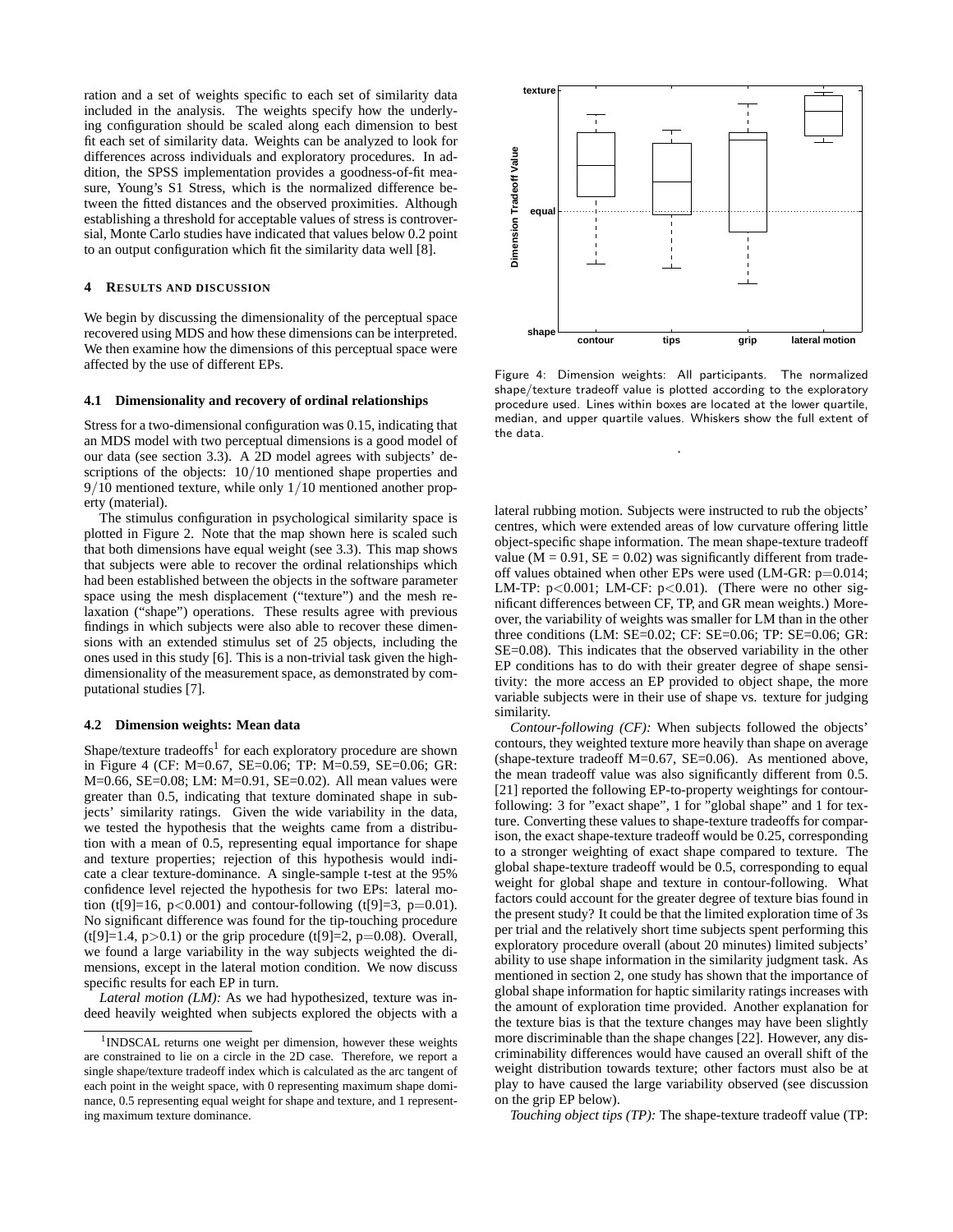ration and a set of weights specific to each set of similarity data included in the analysis. The weights specify how the underlying configuration should be scaled along each dimension to best fit each set of similarity data. Weights can be analyzed to look for differences across individuals and exploratory procedures. In addition, the SPSS implementation provides a goodness-of-fit measure, Young's S1 Stress, which is the normalized difference between the fitted distances and the observed proximities. Although establishing a threshold for acceptable values of stress is controversial, Monte Carlo studies have indicated that values below 0.2 point to an output configuration which fit the similarity data well [8].

## 4 Results and discussion

We begin by discussing the dimensionality of the perceptual space recovered using MDS and how these dimensions can be interpreted. We then examine how the dimensions of this perceptual space were affected by the use of different EPs.

### 4.1 Dimensionality and recovery of ordinal relationships

Stress for a two-dimensional configuration was 0.15, indicating that an MDS model with two perceptual dimensions is a good model of our data (see section 3.3). A 2D model agrees with subjects' descriptions of the objects: $10/10$ mentioned shape properties and $9/10$ mentioned texture, while only $1/10$ mentioned another property (material).

The stimulus configuration in psychological similarity space is plotted in Figure 2. Note that the map shown here is scaled such that both dimensions have equal weight (see 3.3). This map shows that subjects were able to recover the ordinal relationships which had been established between the objects in the software parameter space using the mesh displacement ("texture") and the mesh relaxation ("shape") operations. These results agree with previous findings in which subjects were also able to recover these dimensions with an extended stimulus set of 25 objects, including the ones used in this study [6]. This is a non-trivial task given the high-dimensionality of the measurement space, as demonstrated by computational studies [7].

### 4.2 Dimension weights: Mean data

Shape/texture tradeoffs[1] for each exploratory procedure are shown in Figure 4 (CF: M=0.67, SE=0.06; TP: M=0.59, SE=0.06; GR: M=0.66, SE=0.08; LM: M=0.91, SE=0.02). All mean values were greater than 0.5, indicating that texture dominated shape in subjects' similarity ratings. Given the wide variability in the data, we tested the hypothesis that the weights came from a distribution with a mean of 0.5, representing equal importance for shape and texture properties; rejection of this hypothesis would indicate a clear texture-dominance. A single-sample t-test at the 95% confidence level rejected the hypothesis for two EPs: lateral motion ($t[9]=16$, $p<0.001$) and contour-following ($t[9]=3$, $p=0.01$). No significant difference was found for the tip-touching procedure ($t[9]=1.4$, $p>0.1$) or the grip procedure ($t[9]=2$, $p=0.08$). Overall, we found a large variability in the way subjects weighted the dimensions, except in the lateral motion condition. We now discuss specific results for each EP in turn.

*Lateral motion (LM):* As we had hypothesized, texture was indeed heavily weighted when subjects explored the objects with a lateral rubbing motion. Subjects were instructed to rub the objects' centres, which were extended areas of low curvature offering little object-specific shape information. The mean shape-texture tradeoff value (M = 0.91, SE = 0.02) was significantly different from tradeoff values obtained when other EPs were used (LM-GR: $p=0.014$; LM-TP: $p<0.001$; LM-CF: $p<0.01$). (There were no other significant differences between CF, TP, and GR mean weights.) Moreover, the variability of weights was smaller for LM than in the other three conditions (LM: SE=0.02; CF: SE=0.06; TP: SE=0.06; GR: SE=0.08). This indicates that the observed variability in the other EP conditions has to do with their greater degree of shape sensitivity: the more access an EP provided to object shape, the more variable subjects were in their use of shape vs. texture for judging similarity.

Figure 4: Dimension weights: All participants. The normalized shape/texture tradeoff value is plotted according to the exploratory procedure used. Lines within boxes are located at the lower quartile, median, and upper quartile values. Whiskers show the full extent of the data.

*Contour-following (CF):* When subjects followed the objects' contours, they weighted texture more heavily than shape on average (shape-texture tradeoff M=0.67, SE=0.06). As mentioned above, the mean tradeoff value was also significantly different from 0.5. [21] reported the following EP-to-property weightings for contour-following: 3 for "exact shape", 1 for "global shape" and 1 for texture. Converting these values to shape-texture tradeoffs for comparison, the exact shape-texture tradeoff would be 0.25, corresponding to a stronger weighting of exact shape compared to texture. The global shape-texture tradeoff would be 0.5, corresponding to equal weight for global shape and texture in contour-following. What factors could account for the greater degree of texture bias found in the present study? It could be that the limited exploration time of 3s per trial and the relatively short time subjects spent performing this exploratory procedure overall (about 20 minutes) limited subjects' ability to use shape information in the similarity judgment task. As mentioned in section 2, one study has shown that the importance of global shape information for haptic similarity ratings increases with the amount of exploration time provided. Another explanation for the texture bias is that the texture changes may have been slightly more discriminable than the shape changes [22]. However, any discriminability differences would have caused an overall shift of the weight distribution towards texture; other factors must also be at play to have caused the large variability observed (see discussion on the grip EP below).

*Touching object tips (TP):* The shape-texture tradeoff value (TP:

[1] INDSCAL returns one weight per dimension, however these weights are constrained to lie on a circle in the 2D case. Therefore, we report a single shape/texture tradeoff index which is calculated as the arc tangent of each point in the weight space, with 0 representing maximum shape dominance, 0.5 representing equal weight for shape and texture, and 1 representing maximum texture dominance.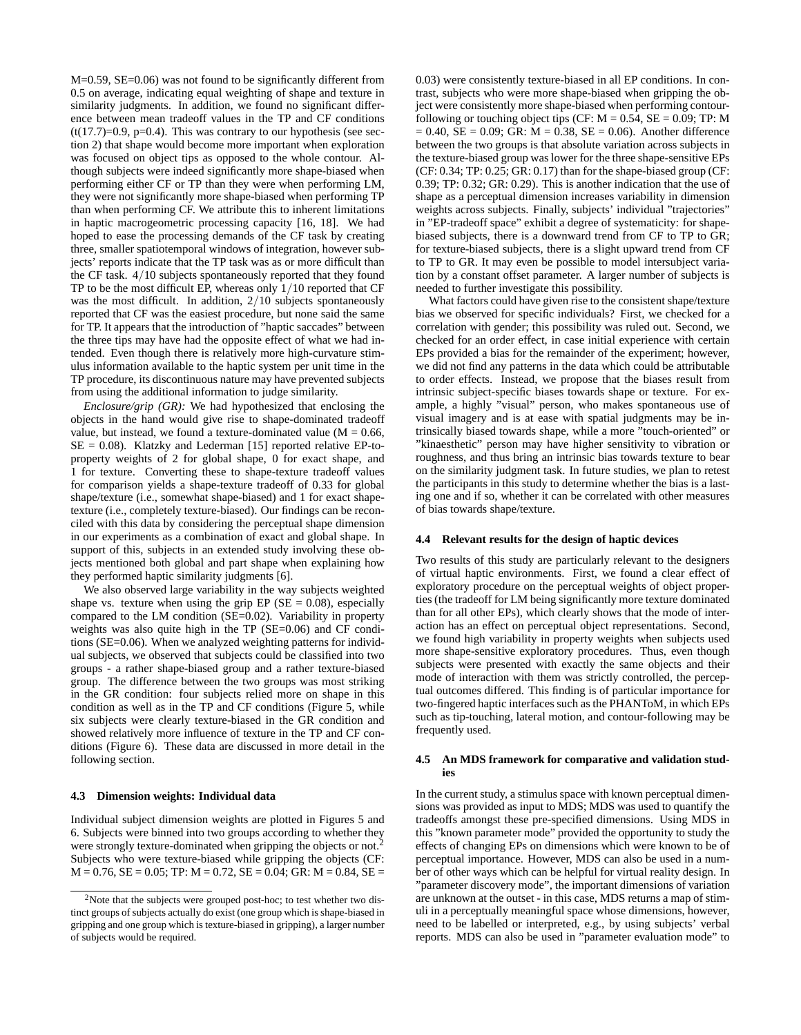M=0.59, SE=0.06) was not found to be significantly different from 0.5 on average, indicating equal weighting of shape and texture in similarity judgments. In addition, we found no significant difference between mean tradeoff values in the TP and CF conditions ($t(17.7)=0.9$, $p=0.4$). This was contrary to our hypothesis (see section 2) that shape would become more important when exploration was focused on object tips as opposed to the whole contour. Although subjects were indeed significantly more shape-biased when performing either CF or TP than they were when performing LM, they were not significantly more shape-biased when performing TP than when performing CF. We attribute this to inherent limitations in haptic macrogeometric processing capacity [16, 18]. We had hoped to ease the processing demands of the CF task by creating three, smaller spatiotemporal windows of integration, however subjects' reports indicate that the TP task was as or more difficult than the CF task. $4/10$ subjects spontaneously reported that they found TP to be the most difficult EP, whereas only $1/10$ reported that CF was the most difficult. In addition, $2/10$ subjects spontaneously reported that CF was the easiest procedure, but none said the same for TP. It appears that the introduction of "haptic saccades" between the three tips may have had the opposite effect of what we had intended. Even though there is relatively more high-curvature stimulus information available to the haptic system per unit time in the TP procedure, its discontinuous nature may have prevented subjects from using the additional information to judge similarity.

*Enclosure/grip (GR):* We had hypothesized that enclosing the objects in the hand would give rise to shape-dominated tradeoff value, but instead, we found a texture-dominated value (M = 0.66, SE = 0.08). Klatzky and Lederman [15] reported relative EP-to-property weights of 2 for global shape, 0 for exact shape, and 1 for texture. Converting these to shape-texture tradeoff values for comparison yields a shape-texture tradeoff of 0.33 for global shape/texture (i.e., somewhat shape-biased) and 1 for exact shape-texture (i.e., completely texture-biased). Our findings can be reconciled with this data by considering the perceptual shape dimension in our experiments as a combination of exact and global shape. In support of this, subjects in an extended study involving these objects mentioned both global and part shape when explaining how they performed haptic similarity judgments [6].

We also observed large variability in the way subjects weighted shape vs. texture when using the grip EP (SE = 0.08), especially compared to the LM condition (SE=0.02). Variability in property weights was also quite high in the TP (SE=0.06) and CF conditions (SE=0.06). When we analyzed weighting patterns for individual subjects, we observed that subjects could be classified into two groups - a rather shape-biased group and a rather texture-biased group. The difference between the two groups was most striking in the GR condition: four subjects relied more on shape in this condition as well as in the TP and CF conditions (Figure 5, while six subjects were clearly texture-biased in the GR condition and showed relatively more influence of texture in the TP and CF conditions (Figure 6). These data are discussed in more detail in the following section.

### 4.3 Dimension weights: Individual data

Individual subject dimension weights are plotted in Figures 5 and 6. Subjects were binned into two groups according to whether they were strongly texture-dominated when gripping the objects or not.[2] Subjects who were texture-biased while gripping the objects (CF: M = 0.76, SE = 0.05; TP: M = 0.72, SE = 0.04; GR: M = 0.84, SE = 0.03) were consistently texture-biased in all EP conditions. In contrast, subjects who were more shape-biased when gripping the object were consistently more shape-biased when performing contour-following or touching object tips (CF: M = 0.54, SE = 0.09; TP: M = 0.40, SE = 0.09; GR: M = 0.38, SE = 0.06). Another difference between the two groups is that absolute variation across subjects in the texture-biased group was lower for the three shape-sensitive EPs (CF: 0.34; TP: 0.25; GR: 0.17) than for the shape-biased group (CF: 0.39; TP: 0.32; GR: 0.29). This is another indication that the use of shape as a perceptual dimension increases variability in dimension weights across subjects. Finally, subjects' individual "trajectories" in "EP-tradeoff space" exhibit a degree of systematicity: for shape-biased subjects, there is a downward trend from CF to TP to GR; for texture-biased subjects, there is a slight upward trend from CF to TP to GR. It may even be possible to model intersubject variation by a constant offset parameter. A larger number of subjects is needed to further investigate this possibility.

[2] Note that the subjects were grouped post-hoc; to test whether two distinct groups of subjects actually do exist (one group which is shape-biased in gripping and one group which is texture-biased in gripping), a larger number of subjects would be required.

What factors could have given rise to the consistent shape/texture bias we observed for specific individuals? First, we checked for a correlation with gender; this possibility was ruled out. Second, we checked for an order effect, in case initial experience with certain EPs provided a bias for the remainder of the experiment; however, we did not find any patterns in the data which could be attributable to order effects. Instead, we propose that the biases result from intrinsic subject-specific biases towards shape or texture. For example, a highly "visual" person, who makes spontaneous use of visual imagery and is at ease with spatial judgments may be intrinsically biased towards shape, while a more "touch-oriented" or "kinaesthetic" person may have higher sensitivity to vibration or roughness, and thus bring an intrinsic bias towards texture to bear on the similarity judgment task. In future studies, we plan to retest the participants in this study to determine whether the bias is a lasting one and if so, whether it can be correlated with other measures of bias towards shape/texture.

### 4.4 Relevant results for the design of haptic devices

Two results of this study are particularly relevant to the designers of virtual haptic environments. First, we found a clear effect of exploratory procedure on the perceptual weights of object properties (the tradeoff for LM being significantly more texture dominated than for all other EPs), which clearly shows that the mode of interaction has an effect on perceptual object representations. Second, we found high variability in property weights when subjects used more shape-sensitive exploratory procedures. Thus, even though subjects were presented with exactly the same objects and their mode of interaction with them was strictly controlled, the perceptual outcomes differed. This finding is of particular importance for two-fingered haptic interfaces such as the PHANToM, in which EPs such as tip-touching, lateral motion, and contour-following may be frequently used.

### 4.5 An MDS framework for comparative and validation studies

In the current study, a stimulus space with known perceptual dimensions was provided as input to MDS; MDS was used to quantify the tradeoffs amongst these pre-specified dimensions. Using MDS in this "known parameter mode" provided the opportunity to study the effects of changing EPs on dimensions which were known to be of perceptual importance. However, MDS can also be used in a number of other ways which can be helpful for virtual reality design. In "parameter discovery mode", the important dimensions of variation are unknown at the outset - in this case, MDS returns a map of stimuli in a perceptually meaningful space whose dimensions, however, need to be labelled or interpreted, e.g., by using subjects' verbal reports. MDS can also be used in "parameter evaluation mode" to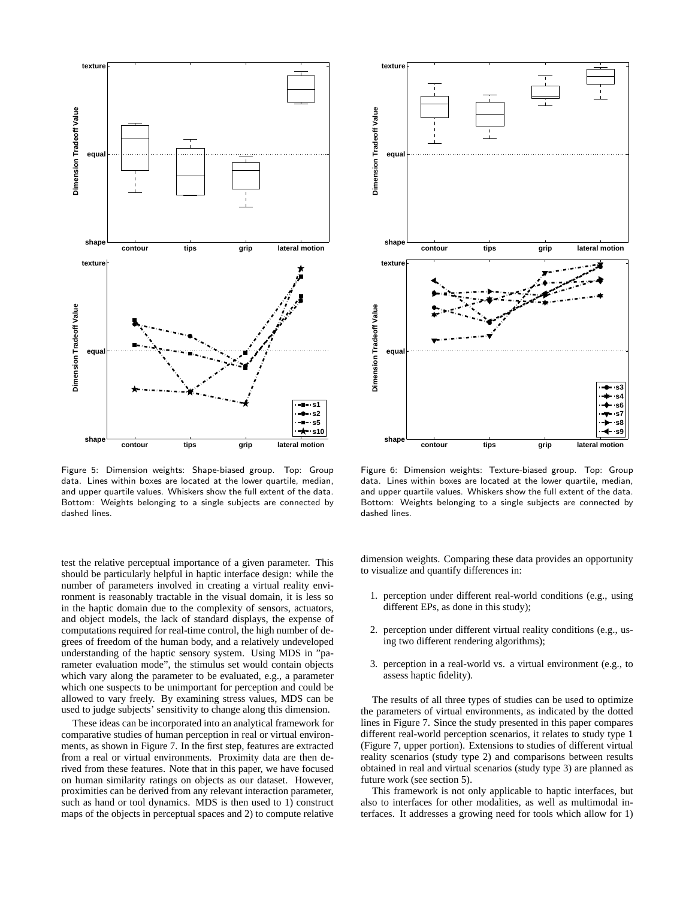Figure 5: Dimension weights: Shape-biased group. Top: Group data. Lines within boxes are located at the lower quartile, median, and upper quartile values. Whiskers show the full extent of the data. Bottom: Weights belonging to a single subjects are connected by dashed lines.

Figure 6: Dimension weights: Texture-biased group. Top: Group data. Lines within boxes are located at the lower quartile, median, and upper quartile values. Whiskers show the full extent of the data. Bottom: Weights belonging to a single subjects are connected by dashed lines.

test the relative perceptual importance of a given parameter. This should be particularly helpful in haptic interface design: while the number of parameters involved in creating a virtual reality environment is reasonably tractable in the visual domain, it is less so in the haptic domain due to the complexity of sensors, actuators, and object models, the lack of standard displays, the expense of computations required for real-time control, the high number of degrees of freedom of the human body, and a relatively undeveloped understanding of the haptic sensory system. Using MDS in "parameter evaluation mode", the stimulus set would contain objects which vary along the parameter to be evaluated, e.g., a parameter which one suspects to be unimportant for perception and could be allowed to vary freely. By examining stress values, MDS can be used to judge subjects' sensitivity to change along this dimension.

These ideas can be incorporated into an analytical framework for comparative studies of human perception in real or virtual environments, as shown in Figure 7. In the first step, features are extracted from a real or virtual environments. Proximity data are then derived from these features. Note that in this paper, we have focused on human similarity ratings on objects as our dataset. However, proximities can be derived from any relevant interaction parameter, such as hand or tool dynamics. MDS is then used to 1) construct maps of the objects in perceptual spaces and 2) to compute relative dimension weights. Comparing these data provides an opportunity to visualize and quantify differences in:

1. perception under different real-world conditions (e.g., using different EPs, as done in this study);
2. perception under different virtual reality conditions (e.g., using two different rendering algorithms);
3. perception in a real-world vs. a virtual environment (e.g., to assess haptic fidelity).

The results of all three types of studies can be used to optimize the parameters of virtual environments, as indicated by the dotted lines in Figure 7. Since the study presented in this paper compares different real-world perception scenarios, it relates to study type 1 (Figure 7, upper portion). Extensions to studies of different virtual reality scenarios (study type 2) and comparisons between results obtained in real and virtual scenarios (study type 3) are planned as future work (see section 5).

This framework is not only applicable to haptic interfaces, but also to interfaces for other modalities, as well as multimodal interfaces. It addresses a growing need for tools which allow for 1)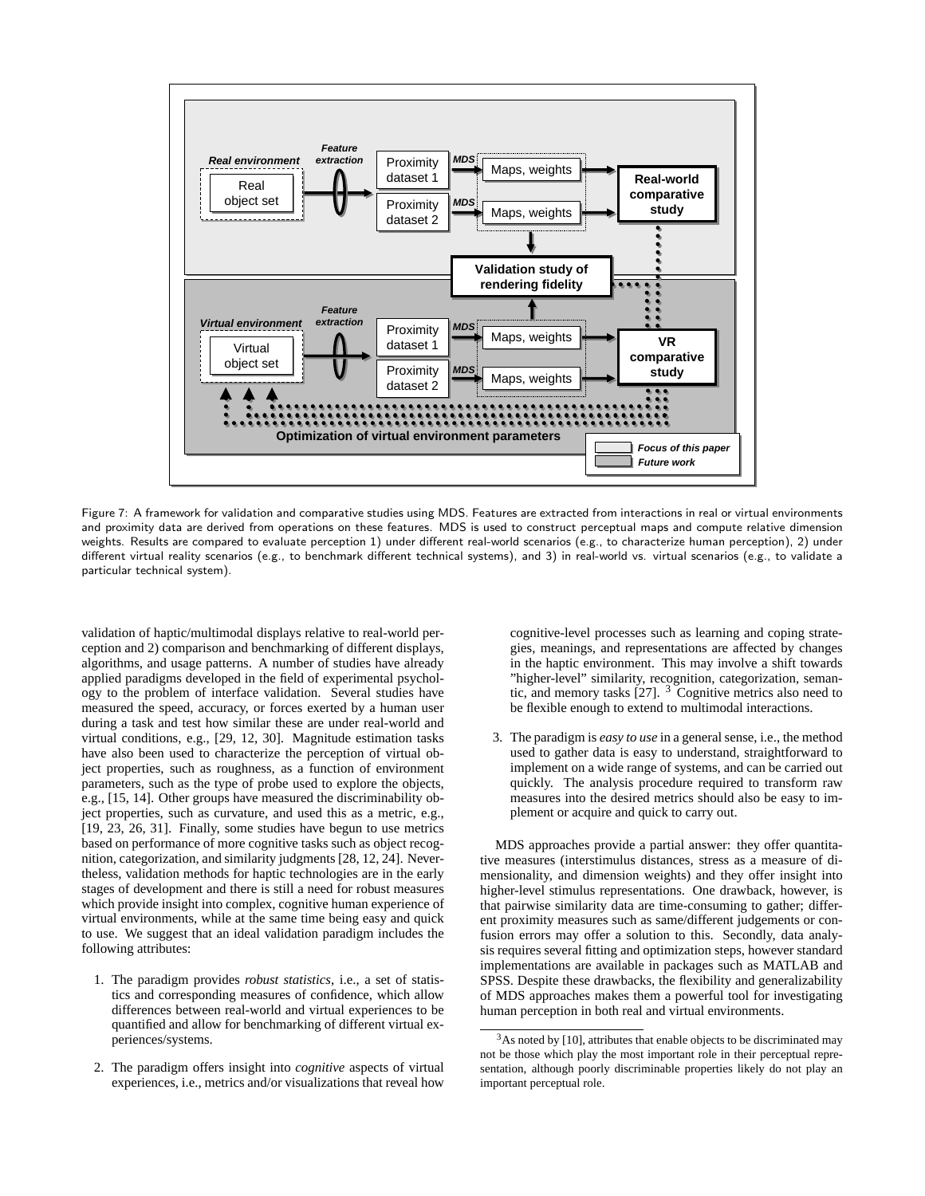Figure 7: A framework for validation and comparative studies using MDS. Features are extracted from interactions in real or virtual environments and proximity data are derived from operations on these features. MDS is used to construct perceptual maps and compute relative dimension weights. Results are compared to evaluate perception 1) under different real-world scenarios (e.g., to characterize human perception), 2) under different virtual reality scenarios (e.g., to benchmark different technical systems), and 3) in real-world vs. virtual scenarios (e.g., to validate a particular technical system).

validation of haptic/multimodal displays relative to real-world perception and 2) comparison and benchmarking of different displays, algorithms, and usage patterns. A number of studies have already applied paradigms developed in the field of experimental psychology to the problem of interface validation. Several studies have measured the speed, accuracy, or forces exerted by a human user during a task and test how similar these are under real-world and virtual conditions, e.g., [29, 12, 30]. Magnitude estimation tasks have also been used to characterize the perception of virtual object properties, such as roughness, as a function of environment parameters, such as the type of probe used to explore the objects, e.g., [15, 14]. Other groups have measured the discriminability object properties, such as curvature, and used this as a metric, e.g., [19, 23, 26, 31]. Finally, some studies have begun to use metrics based on performance of more cognitive tasks such as object recognition, categorization, and similarity judgments [28, 12, 24]. Nevertheless, validation methods for haptic technologies are in the early stages of development and there is still a need for robust measures which provide insight into complex, cognitive human experience of virtual environments, while at the same time being easy and quick to use. We suggest that an ideal validation paradigm includes the following attributes:

1. The paradigm provides *robust statistics*, i.e., a set of statistics and corresponding measures of confidence, which allow differences between real-world and virtual experiences to be quantified and allow for benchmarking of different virtual experiences/systems.

2. The paradigm offers insight into *cognitive* aspects of virtual experiences, i.e., metrics and/or visualizations that reveal how cognitive-level processes such as learning and coping strategies, meanings, and representations are affected by changes in the haptic environment. This may involve a shift towards "higher-level" similarity, recognition, categorization, semantic, and memory tasks [27]. [3] Cognitive metrics also need to be flexible enough to extend to multimodal interactions.

3. The paradigm is *easy to use* in a general sense, i.e., the method used to gather data is easy to understand, straightforward to implement on a wide range of systems, and can be carried out quickly. The analysis procedure required to transform raw measures into the desired metrics should also be easy to implement or acquire and quick to carry out.

MDS approaches provide a partial answer: they offer quantitative measures (interstimulus distances, stress as a measure of dimensionality, and dimension weights) and they offer insight into higher-level stimulus representations. One drawback, however, is that pairwise similarity data are time-consuming to gather; different proximity measures such as same/different judgements or confusion errors may offer a solution to this. Secondly, data analysis requires several fitting and optimization steps, however standard implementations are available in packages such as MATLAB and SPSS. Despite these drawbacks, the flexibility and generalizability of MDS approaches makes them a powerful tool for investigating human perception in both real and virtual environments.

[3] As noted by [10], attributes that enable objects to be discriminated may not be those which play the most important role in their perceptual representation, although poorly discriminable properties likely do not play an important perceptual role.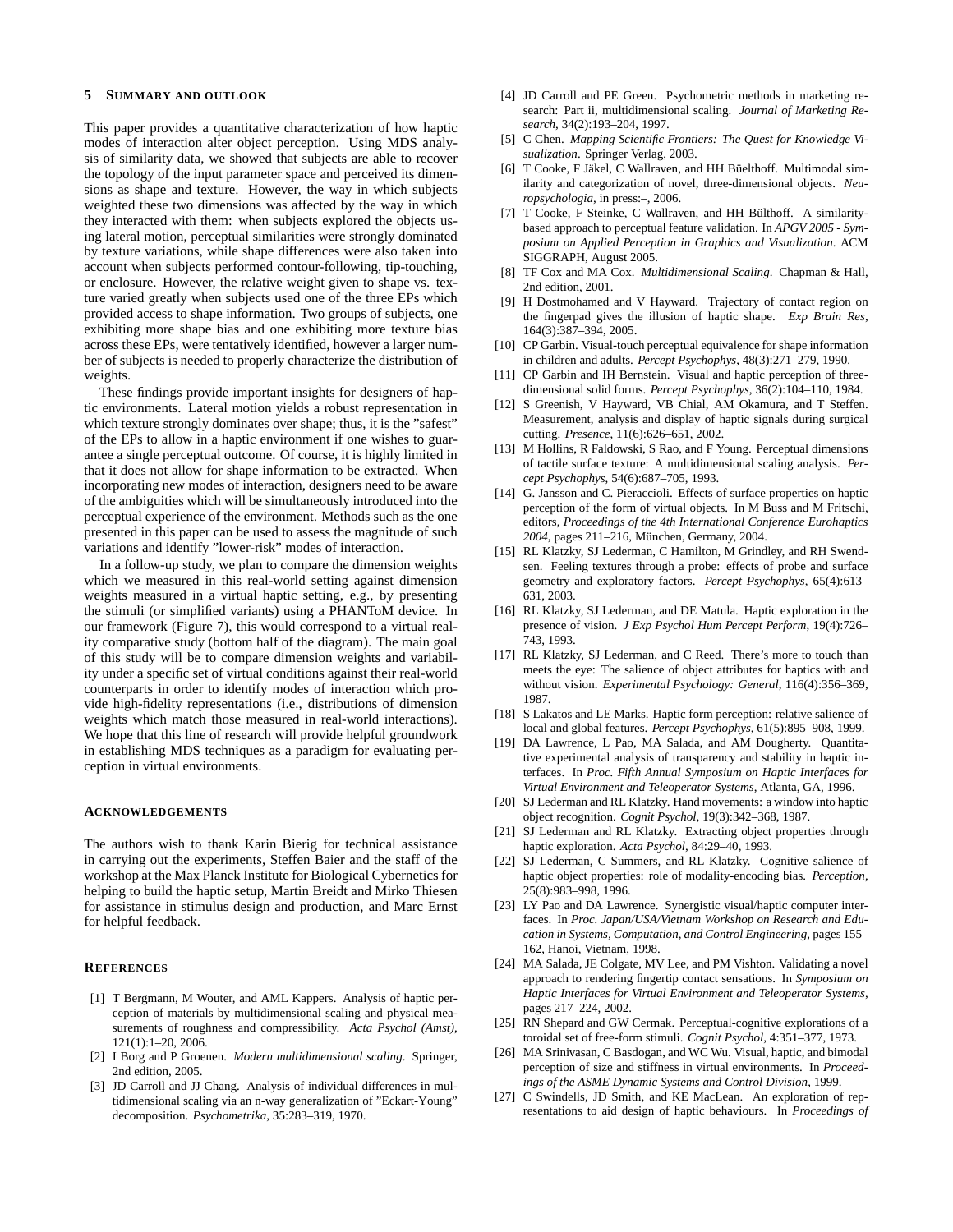## 5 Summary and Outlook

This paper provides a quantitative characterization of how haptic modes of interaction alter object perception. Using MDS analysis of similarity data, we showed that subjects are able to recover the topology of the input parameter space and perceived its dimensions as shape and texture. However, the way in which subjects weighted these two dimensions was affected by the way in which they interacted with them: when subjects explored the objects using lateral motion, perceptual similarities were strongly dominated by texture variations, while shape differences were also taken into account when subjects performed contour-following, tip-touching, or enclosure. However, the relative weight given to shape vs. texture varied greatly when subjects used one of the three EPs which provided access to shape information. Two groups of subjects, one exhibiting more shape bias and one exhibiting more texture bias across these EPs, were tentatively identified, however a larger number of subjects is needed to properly characterize the distribution of weights.

These findings provide important insights for designers of haptic environments. Lateral motion yields a robust representation in which texture strongly dominates over shape; thus, it is the "safest" of the EPs to allow in a haptic environment if one wishes to guarantee a single perceptual outcome. Of course, it is highly limited in that it does not allow for shape information to be extracted. When incorporating new modes of interaction, designers need to be aware of the ambiguities which will be simultaneously introduced into the perceptual experience of the environment. Methods such as the one presented in this paper can be used to assess the magnitude of such variations and identify "lower-risk" modes of interaction.

In a follow-up study, we plan to compare the dimension weights which we measured in this real-world setting against dimension weights measured in a virtual haptic setting, e.g., by presenting the stimuli (or simplified variants) using a PHANToM device. In our framework (Figure 7), this would correspond to a virtual reality comparative study (bottom half of the diagram). The main goal of this study will be to compare dimension weights and variability under a specific set of virtual conditions against their real-world counterparts in order to identify modes of interaction which provide high-fidelity representations (i.e., distributions of dimension weights which match those measured in real-world interactions). We hope that this line of research will provide helpful groundwork in establishing MDS techniques as a paradigm for evaluating perception in virtual environments.

## Acknowledgements

The authors wish to thank Karin Bierig for technical assistance in carrying out the experiments, Steffen Baier and the staff of the workshop at the Max Planck Institute for Biological Cybernetics for helping to build the haptic setup, Martin Breidt and Mirko Thiesen for assistance in stimulus design and production, and Marc Ernst for helpful feedback.

## References

[1] T Bergmann, M Wouter, and AML Kappers. Analysis of haptic perception of materials by multidimensional scaling and physical measurements of roughness and compressibility. *Acta Psychol (Amst)*, 121(1):1–20, 2006.

[2] I Borg and P Groenen. *Modern multidimensional scaling*. Springer, 2nd edition, 2005.

[3] JD Carroll and JJ Chang. Analysis of individual differences in multidimensional scaling via an n-way generalization of "Eckart-Young" decomposition. *Psychometrika*, 35:283–319, 1970.

[4] JD Carroll and PE Green. Psychometric methods in marketing research: Part ii, multidimensional scaling. *Journal of Marketing Research*, 34(2):193–204, 1997.

[5] C Chen. *Mapping Scientific Frontiers: The Quest for Knowledge Visualization*. Springer Verlag, 2003.

[6] T Cooke, F Jäkel, C Wallraven, and HH Büelthoff. Multimodal similarity and categorization of novel, three-dimensional objects. *Neuropsychologia*, in press:–, 2006.

[7] T Cooke, F Steinke, C Wallraven, and HH Bülthoff. A similarity-based approach to perceptual feature validation. In *APGV 2005 - Symposium on Applied Perception in Graphics and Visualization*. ACM SIGGRAPH, August 2005.

[8] TF Cox and MA Cox. *Multidimensional Scaling*. Chapman & Hall, 2nd edition, 2001.

[9] H Dostmohamed and V Hayward. Trajectory of contact region on the fingerpad gives the illusion of haptic shape. *Exp Brain Res*, 164(3):387–394, 2005.

[10] CP Garbin. Visual-touch perceptual equivalence for shape information in children and adults. *Percept Psychophys*, 48(3):271–279, 1990.

[11] CP Garbin and IH Bernstein. Visual and haptic perception of three-dimensional solid forms. *Percept Psychophys*, 36(2):104–110, 1984.

[12] S Greenish, V Hayward, VB Chial, AM Okamura, and T Steffen. Measurement, analysis and display of haptic signals during surgical cutting. *Presence*, 11(6):626–651, 2002.

[13] M Hollins, R Faldowski, S Rao, and F Young. Perceptual dimensions of tactile surface texture: A multidimensional scaling analysis. *Percept Psychophys*, 54(6):687–705, 1993.

[14] G. Jansson and C. Pieraccioli. Effects of surface properties on haptic perception of the form of virtual objects. In M Buss and M Fritschi, editors, *Proceedings of the 4th International Conference Eurohaptics 2004*, pages 211–216, München, Germany, 2004.

[15] RL Klatzky, SJ Lederman, C Hamilton, M Grindley, and RH Swendsen. Feeling textures through a probe: effects of probe and surface geometry and exploratory factors. *Percept Psychophys*, 65(4):613–631, 2003.

[16] RL Klatzky, SJ Lederman, and DE Matula. Haptic exploration in the presence of vision. *J Exp Psychol Hum Percept Perform*, 19(4):726–743, 1993.

[17] RL Klatzky, SJ Lederman, and C Reed. There's more to touch than meets the eye: The salience of object attributes for haptics with and without vision. *Experimental Psychology: General*, 116(4):356–369, 1987.

[18] S Lakatos and LE Marks. Haptic form perception: relative salience of local and global features. *Percept Psychophys*, 61(5):895–908, 1999.

[19] DA Lawrence, L Pao, MA Salada, and AM Dougherty. Quantitative experimental analysis of transparency and stability in haptic interfaces. In *Proc. Fifth Annual Symposium on Haptic Interfaces for Virtual Environment and Teleoperator Systems*, Atlanta, GA, 1996.

[20] SJ Lederman and RL Klatzky. Hand movements: a window into haptic object recognition. *Cognit Psychol*, 19(3):342–368, 1987.

[21] SJ Lederman and RL Klatzky. Extracting object properties through haptic exploration. *Acta Psychol*, 84:29–40, 1993.

[22] SJ Lederman, C Summers, and RL Klatzky. Cognitive salience of haptic object properties: role of modality-encoding bias. *Perception*, 25(8):983–998, 1996.

[23] LY Pao and DA Lawrence. Synergistic visual/haptic computer interfaces. In *Proc. Japan/USA/Vietnam Workshop on Research and Education in Systems, Computation, and Control Engineering*, pages 155–162, Hanoi, Vietnam, 1998.

[24] MA Salada, JE Colgate, MV Lee, and PM Vishton. Validating a novel approach to rendering fingertip contact sensations. In *Symposium on Haptic Interfaces for Virtual Environment and Teleoperator Systems*, pages 217–224, 2002.

[25] RN Shepard and GW Cermak. Perceptual-cognitive explorations of a toroidal set of free-form stimuli. *Cognit Psychol*, 4:351–377, 1973.

[26] MA Srinivasan, C Basdogan, and WC Wu. Visual, haptic, and bimodal perception of size and stiffness in virtual environments. In *Proceedings of the ASME Dynamic Systems and Control Division*, 1999.

[27] C Swindells, JD Smith, and KE MacLean. An exploration of representations to aid design of haptic behaviours. In *Proceedings of*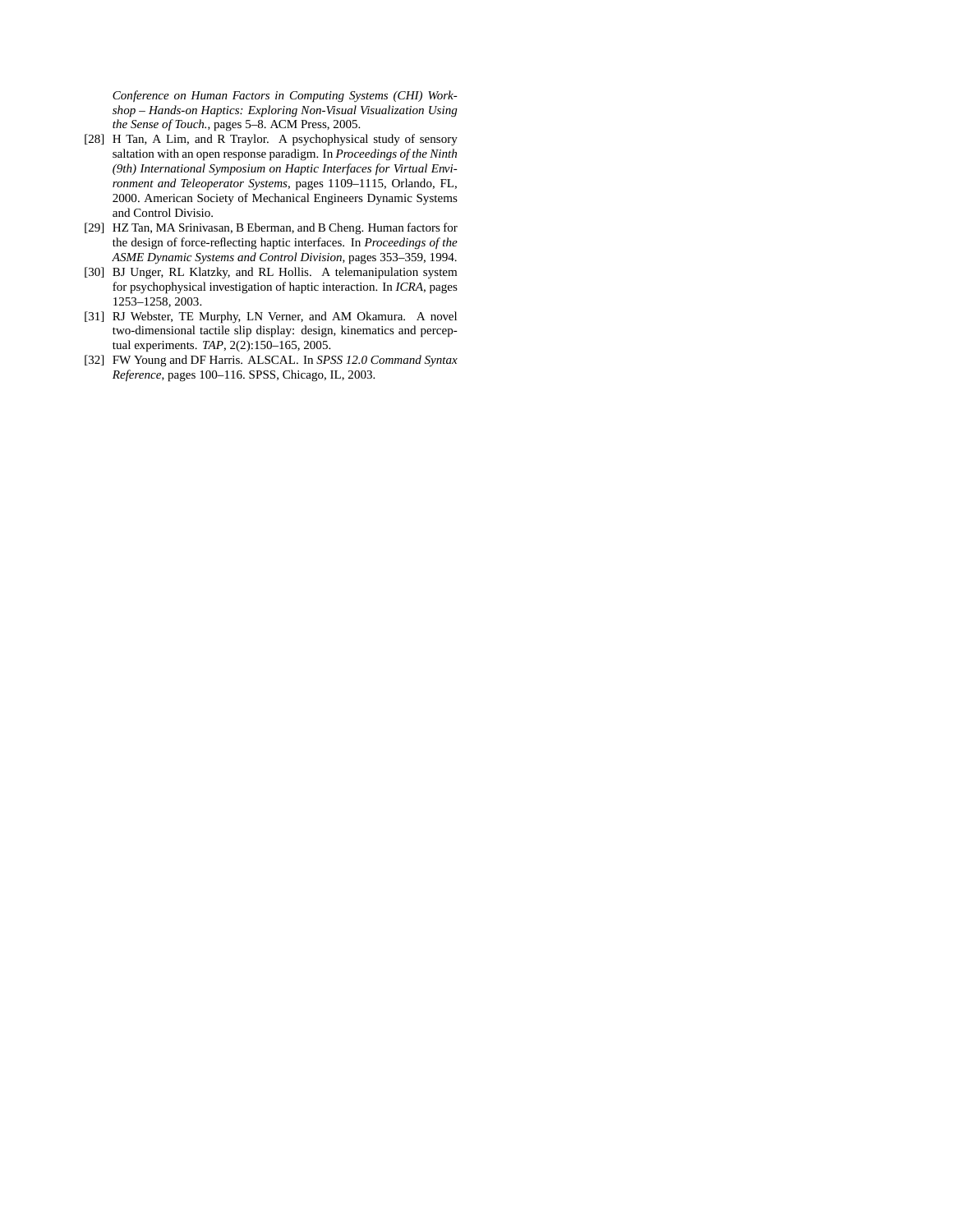*Conference on Human Factors in Computing Systems (CHI) Workshop – Hands-on Haptics: Exploring Non-Visual Visualization Using the Sense of Touch.*, pages 5–8. ACM Press, 2005.

[28] H Tan, A Lim, and R Traylor. A psychophysical study of sensory saltation with an open response paradigm. In *Proceedings of the Ninth (9th) International Symposium on Haptic Interfaces for Virtual Environment and Teleoperator Systems*, pages 1109–1115, Orlando, FL, 2000. American Society of Mechanical Engineers Dynamic Systems and Control Divisio.

[29] HZ Tan, MA Srinivasan, B Eberman, and B Cheng. Human factors for the design of force-reflecting haptic interfaces. In *Proceedings of the ASME Dynamic Systems and Control Division*, pages 353–359, 1994.

[30] BJ Unger, RL Klatzky, and RL Hollis. A telemanipulation system for psychophysical investigation of haptic interaction. In *ICRA*, pages 1253–1258, 2003.

[31] RJ Webster, TE Murphy, LN Verner, and AM Okamura. A novel two-dimensional tactile slip display: design, kinematics and perceptual experiments. *TAP*, 2(2):150–165, 2005.

[32] FW Young and DF Harris. ALSCAL. In *SPSS 12.0 Command Syntax Reference*, pages 100–116. SPSS, Chicago, IL, 2003.